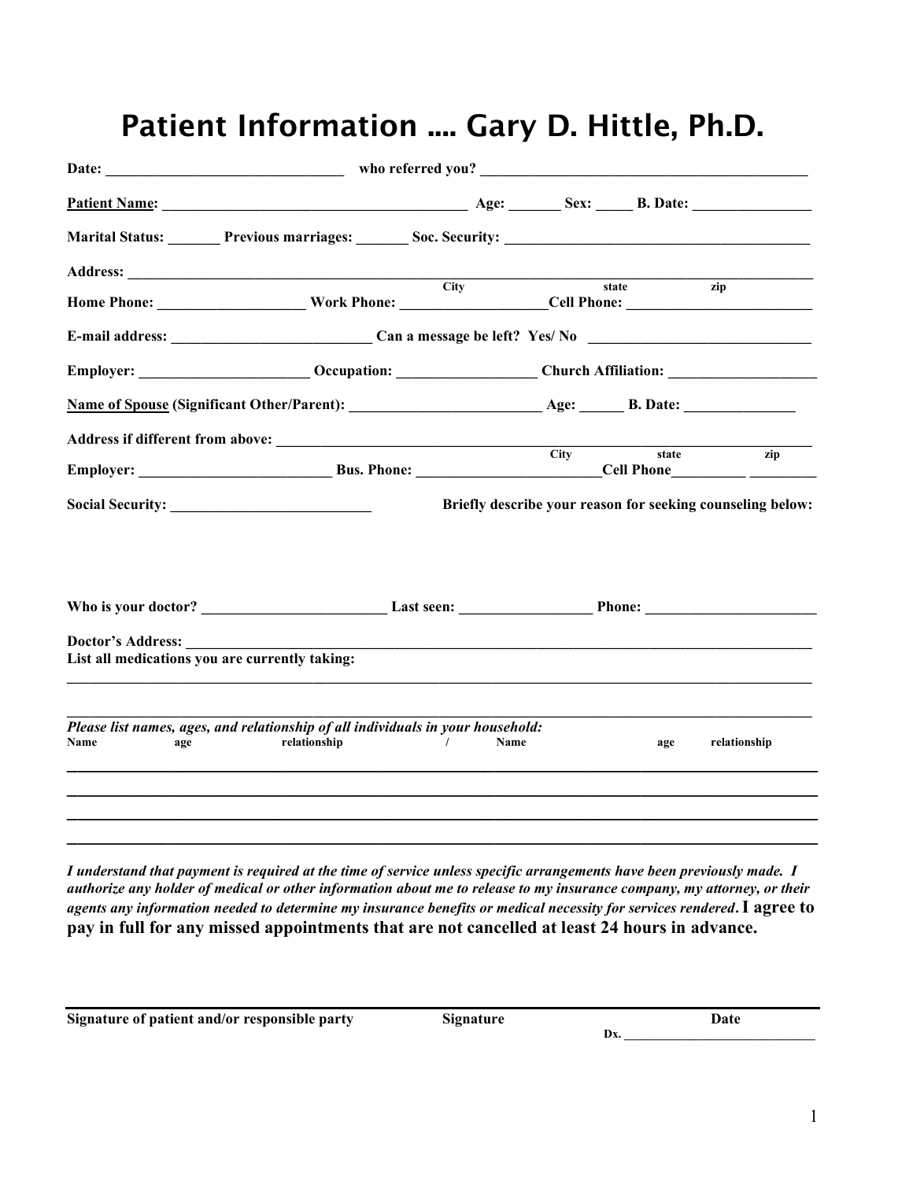# Patient Information .... Gary D. Hittle, Ph.D.

**Date:** ______________________________ **who referred you?** ________________________________________

**Patient Name:** ______________________________________ **Age:** _______ **Sex:** _____ **B. Date:** ________________

**Marital Status:** _______ **Previous marriages:** _______ **Soc. Security:** ________________________________________

**Address:** ____________________________________________________________________________________________
**City** **state** **zip**

**Home Phone:** ___________________ **Work Phone:** ___________________ **Cell Phone:** ________________________

**E-mail address:** __________________________ **Can a message be left? Yes/ No** ______________________________

**Employer:** ______________________ **Occupation:** __________________ **Church Affiliation:** ___________________

**Name of Spouse (Significant Other/Parent):** _________________________ **Age:** ______ **B. Date:** _______________

**Address if different from above:** ____________________________________________________________________
**City** **state** **zip**

**Employer:** _________________________ **Bus. Phone:** ________________________ **Cell Phone** __________ _________

**Social Security:** __________________________ **Briefly describe your reason for seeking counseling below:**

**Who is your doctor?** ________________________ **Last seen:** _________________ **Phone:** ______________________

**Doctor's Address:** ______________________________________________________________________________________

**List all medications you are currently taking:**

________________________________________________________________________________________________________

________________________________________________________________________________________________________

***Please list names, ages, and relationship of all individuals in your household:***

| Name | age | relationship | / | Name | age | relationship |
| --- | --- | --- | --- | --- | --- | --- |
| | | | | | | |
| | | | | | | |
| | | | | | | |
| | | | | | | |

***I understand that payment is required at the time of service unless specific arrangements have been previously made. I authorize any holder of medical or other information about me to release to my insurance company, my attorney, or their agents any information needed to determine my insurance benefits or medical necessity for services rendered*. I agree to pay in full for any missed appointments that are not cancelled at least 24 hours in advance.**

________________________________________________________________________________________________________

**Signature of patient and/or responsible party** **Signature** **Date**

**Dx.** ____________________________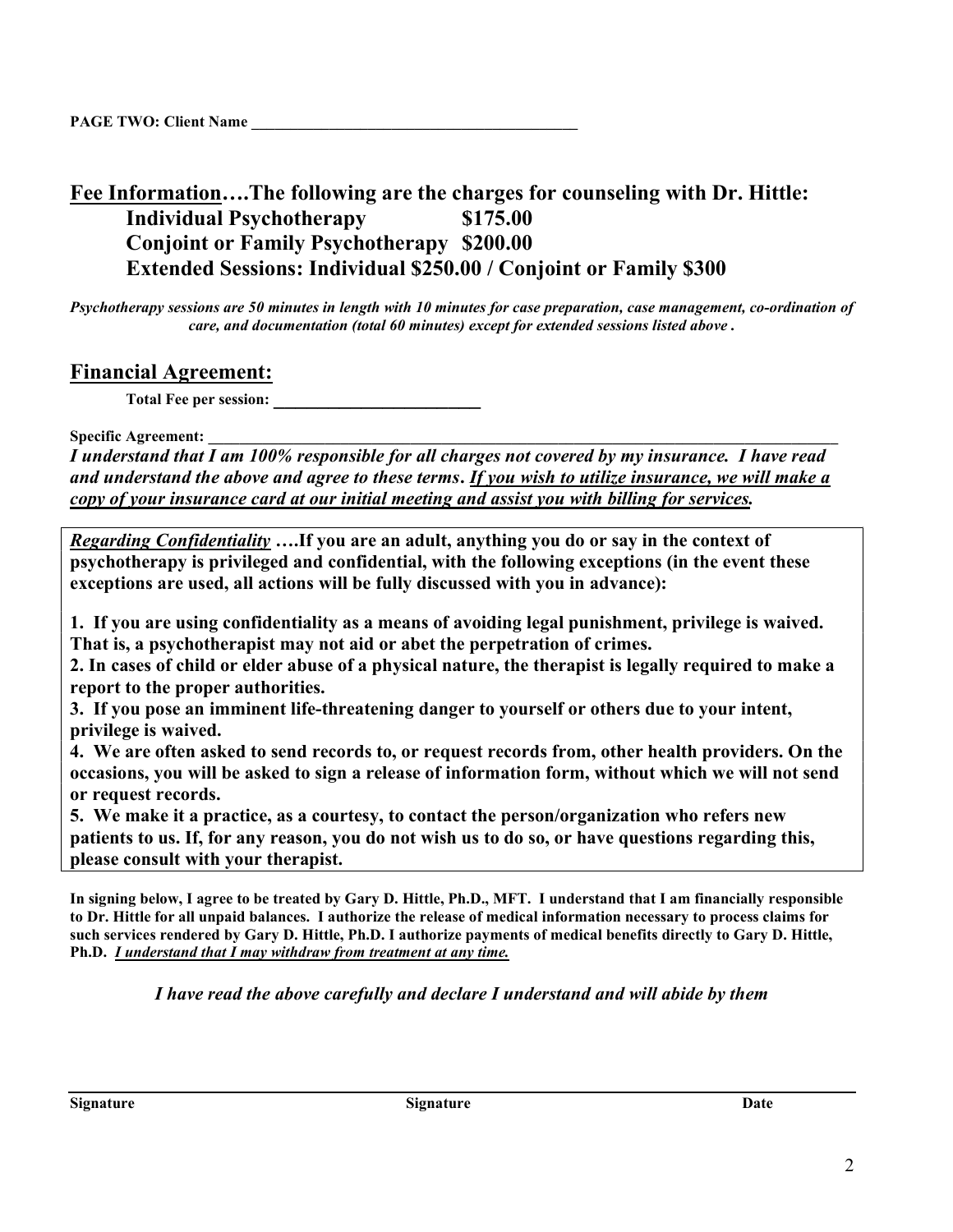**PAGE TWO: Client Name ___________________________________________**

## <u>Fee Information</u>….The following are the charges for counseling with Dr. Hittle:

**Individual Psychotherapy $175.00**
**Conjoint or Family Psychotherapy $200.00**
**Extended Sessions: Individual $250.00 / Conjoint or Family $300**

***Psychotherapy sessions are 50 minutes in length with 10 minutes for case preparation, case management, co-ordination of care, and documentation (total 60 minutes) except for extended sessions listed above .***

## <u>Financial Agreement:</u>

**Total Fee per session:** ________________________

**Specific Agreement:** ________________________________________________________________________________

***I understand that I am 100% responsible for all charges not covered by my insurance. I have read and understand the above and agree to these terms. <u>If you wish to utilize insurance, we will make a copy of your insurance card at our initial meeting and assist you with billing for services.</u>***

***<u>Regarding Confidentiality</u>*** **….If you are an adult, anything you do or say in the context of psychotherapy is privileged and confidential, with the following exceptions (in the event these exceptions are used, all actions will be fully discussed with you in advance):**

**1. If you are using confidentiality as a means of avoiding legal punishment, privilege is waived. That is, a psychotherapist may not aid or abet the perpetration of crimes.**

**2. In cases of child or elder abuse of a physical nature, the therapist is legally required to make a report to the proper authorities.**

**3. If you pose an imminent life-threatening danger to yourself or others due to your intent, privilege is waived.**

**4. We are often asked to send records to, or request records from, other health providers. On the occasions, you will be asked to sign a release of information form, without which we will not send or request records.**

**5. We make it a practice, as a courtesy, to contact the person/organization who refers new patients to us. If, for any reason, you do not wish us to do so, or have questions regarding this, please consult with your therapist.**

**In signing below, I agree to be treated by Gary D. Hittle, Ph.D., MFT. I understand that I am financially responsible to Dr. Hittle for all unpaid balances. I authorize the release of medical information necessary to process claims for such services rendered by Gary D. Hittle, Ph.D. I authorize payments of medical benefits directly to Gary D. Hittle, Ph.D. *<u>I understand that I may withdraw from treatment at any time.</u>***

***I have read the above carefully and declare I understand and will abide by them***

| **Signature** | **Signature** | **Date** |
|---|---|---|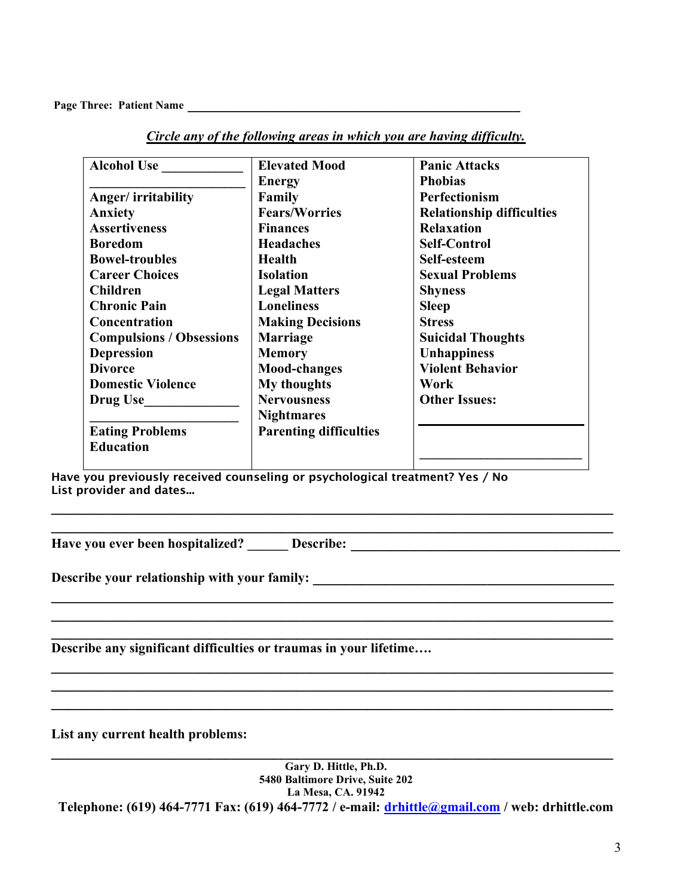**Page Three: Patient Name** ______________________________________________________

***Circle any of the following areas in which you are having difficulty.***

| | | |
|---|---|---|
| **Alcohol Use** ____________ | **Elevated Mood** | **Panic Attacks** |
| ______________________ | **Energy** | **Phobias** |
| **Anger/ irritability** | **Family** | **Perfectionism** |
| **Anxiety** | **Fears/Worries** | **Relationship difficulties** |
| **Assertiveness** | **Finances** | **Relaxation** |
| **Boredom** | **Headaches** | **Self-Control** |
| **Bowel-troubles** | **Health** | **Self-esteem** |
| **Career Choices** | **Isolation** | **Sexual Problems** |
| **Children** | **Legal Matters** | **Shyness** |
| **Chronic Pain** | **Loneliness** | **Sleep** |
| **Concentration** | **Making Decisions** | **Stress** |
| **Compulsions / Obsessions** | **Marriage** | **Suicidal Thoughts** |
| **Depression** | **Memory** | **Unhappiness** |
| **Divorce** | **Mood-changes** | **Violent Behavior** |
| **Domestic Violence** | **My thoughts** | **Work** |
| **Drug Use**______________ | **Nervousness** | **Other Issues:** |
| ______________________ | **Nightmares** | ______________________ |
| **Eating Problems** | **Parenting difficulties** | |
| **Education** | | ______________________ |

**Have you previously received counseling or psychological treatment? Yes / No**
**List provider and dates…**

_____________________________________________________________________________

_____________________________________________________________________________

**Have you ever been hospitalized?** ______ **Describe:** ________________________________________

**Describe your relationship with your family:** ____________________________________________

_____________________________________________________________________________

_____________________________________________________________________________

_____________________________________________________________________________

**Describe any significant difficulties or traumas in your lifetime….**

_____________________________________________________________________________

_____________________________________________________________________________

_____________________________________________________________________________

**List any current health problems:**

_____________________________________________________________________________

**Gary D. Hittle, Ph.D.**
**5480 Baltimore Drive, Suite 202**
**La Mesa, CA. 91942**
**Telephone: (619) 464-7771 Fax: (619) 464-7772 / e-mail: drhittle@gmail.com / web: drhittle.com**